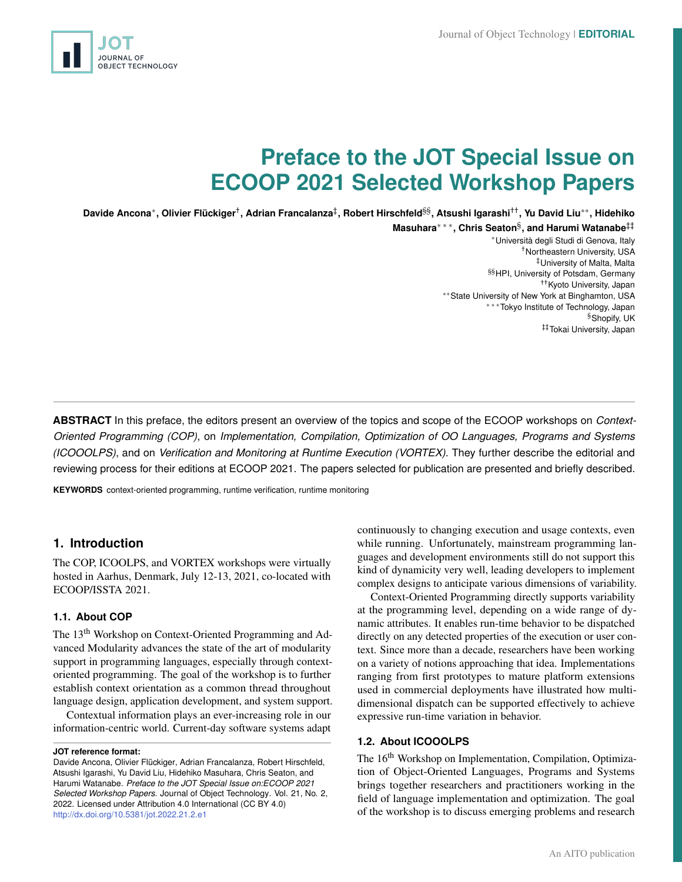# Preface to the JOT Special Issue on ECOOP 2021 Selected Workshop Papers

**Davide Ancona**[*], **Olivier Flückiger**[†], **Adrian Francalanza**[‡], **Robert Hirschfeld**[§§], **Atsushi Igarashi**[††], **Yu David Liu**[**], **Hidehiko Masuhara**[***], **Chris Seaton**[§], **and Harumi Watanabe**[‡‡]

[*]Università degli Studi di Genova, Italy
[†]Northeastern University, USA
[‡]University of Malta, Malta
[§§]HPI, University of Potsdam, Germany
[††]Kyoto University, Japan
[**]State University of New York at Binghamton, USA
[***]Tokyo Institute of Technology, Japan
[§]Shopify, UK
[‡‡]Tokai University, Japan

**ABSTRACT** In this preface, the editors present an overview of the topics and scope of the ECOOP workshops on *Context-Oriented Programming (COP)*, on *Implementation, Compilation, Optimization of OO Languages, Programs and Systems (ICOOOLPS)*, and on *Verification and Monitoring at Runtime Execution (VORTEX)*. They further describe the editorial and reviewing process for their editions at ECOOP 2021. The papers selected for publication are presented and briefly described.

**KEYWORDS** context-oriented programming, runtime verification, runtime monitoring

## 1. Introduction

The COP, ICOOOLPS, and VORTEX workshops were virtually hosted in Aarhus, Denmark, July 12-13, 2021, co-located with ECOOP/ISSTA 2021.

### 1.1. About COP

The 13th Workshop on Context-Oriented Programming and Advanced Modularity advances the state of the art of modularity support in programming languages, especially through context-oriented programming. The goal of the workshop is to further establish context orientation as a common thread throughout language design, application development, and system support.

Contextual information plays an ever-increasing role in our information-centric world. Current-day software systems adapt continuously to changing execution and usage contexts, even while running. Unfortunately, mainstream programming languages and development environments still do not support this kind of dynamicity very well, leading developers to implement complex designs to anticipate various dimensions of variability.

Context-Oriented Programming directly supports variability at the programming level, depending on a wide range of dynamic attributes. It enables run-time behavior to be dispatched directly on any detected properties of the execution or user context. Since more than a decade, researchers have been working on a variety of notions approaching that idea. Implementations ranging from first prototypes to mature platform extensions used in commercial deployments have illustrated how multi-dimensional dispatch can be supported effectively to achieve expressive run-time variation in behavior.

### 1.2. About ICOOOLPS

The 16th Workshop on Implementation, Compilation, Optimization of Object-Oriented Languages, Programs and Systems brings together researchers and practitioners working in the field of language implementation and optimization. The goal of the workshop is to discuss emerging problems and research

**JOT reference format:**
Davide Ancona, Olivier Flückiger, Adrian Francalanza, Robert Hirschfeld, Atsushi Igarashi, Yu David Liu, Hidehiko Masuhara, Chris Seaton, and Harumi Watanabe. *Preface to the JOT Special Issue on:ECOOP 2021 Selected Workshop Papers.* Journal of Object Technology. Vol. 21, No. 2, 2022. Licensed under Attribution 4.0 International (CC BY 4.0) http://dx.doi.org/10.5381/jot.2022.21.2.e1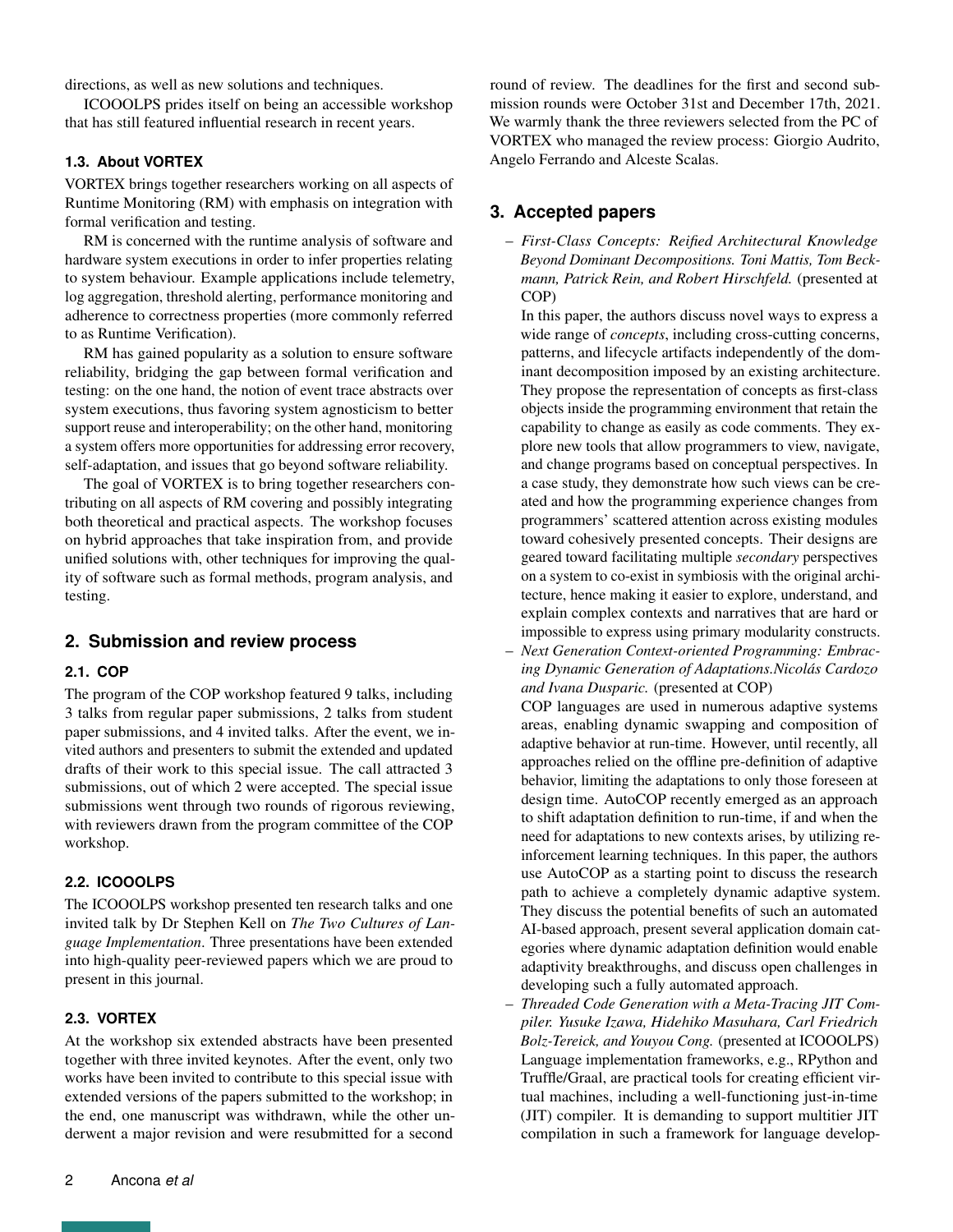directions, as well as new solutions and techniques.

ICOOOLPS prides itself on being an accessible workshop that has still featured influential research in recent years.

### 1.3. About VORTEX

VORTEX brings together researchers working on all aspects of Runtime Monitoring (RM) with emphasis on integration with formal verification and testing.

RM is concerned with the runtime analysis of software and hardware system executions in order to infer properties relating to system behaviour. Example applications include telemetry, log aggregation, threshold alerting, performance monitoring and adherence to correctness properties (more commonly referred to as Runtime Verification).

RM has gained popularity as a solution to ensure software reliability, bridging the gap between formal verification and testing: on the one hand, the notion of event trace abstracts over system executions, thus favoring system agnosticism to better support reuse and interoperability; on the other hand, monitoring a system offers more opportunities for addressing error recovery, self-adaptation, and issues that go beyond software reliability.

The goal of VORTEX is to bring together researchers contributing on all aspects of RM covering and possibly integrating both theoretical and practical aspects. The workshop focuses on hybrid approaches that take inspiration from, and provide unified solutions with, other techniques for improving the quality of software such as formal methods, program analysis, and testing.

## 2. Submission and review process

### 2.1. COP

The program of the COP workshop featured 9 talks, including 3 talks from regular paper submissions, 2 talks from student paper submissions, and 4 invited talks. After the event, we invited authors and presenters to submit the extended and updated drafts of their work to this special issue. The call attracted 3 submissions, out of which 2 were accepted. The special issue submissions went through two rounds of rigorous reviewing, with reviewers drawn from the program committee of the COP workshop.

### 2.2. ICOOOLPS

The ICOOOLPS workshop presented ten research talks and one invited talk by Dr Stephen Kell on *The Two Cultures of Language Implementation*. Three presentations have been extended into high-quality peer-reviewed papers which we are proud to present in this journal.

### 2.3. VORTEX

At the workshop six extended abstracts have been presented together with three invited keynotes. After the event, only two works have been invited to contribute to this special issue with extended versions of the papers submitted to the workshop; in the end, one manuscript was withdrawn, while the other underwent a major revision and were resubmitted for a second round of review. The deadlines for the first and second submission rounds were October 31st and December 17th, 2021. We warmly thank the three reviewers selected from the PC of VORTEX who managed the review process: Giorgio Audrito, Angelo Ferrando and Alceste Scalas.

## 3. Accepted papers

– *First-Class Concepts: Reified Architectural Knowledge Beyond Dominant Decompositions. Toni Mattis, Tom Beckmann, Patrick Rein, and Robert Hirschfeld.* (presented at COP)
  In this paper, the authors discuss novel ways to express a wide range of *concepts*, including cross-cutting concerns, patterns, and lifecycle artifacts independently of the dominant decomposition imposed by an existing architecture. They propose the representation of concepts as first-class objects inside the programming environment that retain the capability to change as easily as code comments. They explore new tools that allow programmers to view, navigate, and change programs based on conceptual perspectives. In a case study, they demonstrate how such views can be created and how the programming experience changes from programmers' scattered attention across existing modules toward cohesively presented concepts. Their designs are geared toward facilitating multiple *secondary* perspectives on a system to co-exist in symbiosis with the original architecture, hence making it easier to explore, understand, and explain complex contexts and narratives that are hard or impossible to express using primary modularity constructs.

– *Next Generation Context-oriented Programming: Embracing Dynamic Generation of Adaptations.Nicolás Cardozo and Ivana Dusparic.* (presented at COP)
  COP languages are used in numerous adaptive systems areas, enabling dynamic swapping and composition of adaptive behavior at run-time. However, until recently, all approaches relied on the offline pre-definition of adaptive behavior, limiting the adaptations to only those foreseen at design time. AutoCOP recently emerged as an approach to shift adaptation definition to run-time, if and when the need for adaptations to new contexts arises, by utilizing reinforcement learning techniques. In this paper, the authors use AutoCOP as a starting point to discuss the research path to achieve a completely dynamic adaptive system. They discuss the potential benefits of such an automated AI-based approach, present several application domain categories where dynamic adaptation definition would enable adaptivity breakthroughs, and discuss open challenges in developing such a fully automated approach.

– *Threaded Code Generation with a Meta-Tracing JIT Compiler. Yusuke Izawa, Hidehiko Masuhara, Carl Friedrich Bolz-Tereick, and Youyou Cong.* (presented at ICOOOLPS)
  Language implementation frameworks, e.g., RPython and Truffle/Graal, are practical tools for creating efficient virtual machines, including a well-functioning just-in-time (JIT) compiler. It is demanding to support multitier JIT compilation in such a framework for language develop-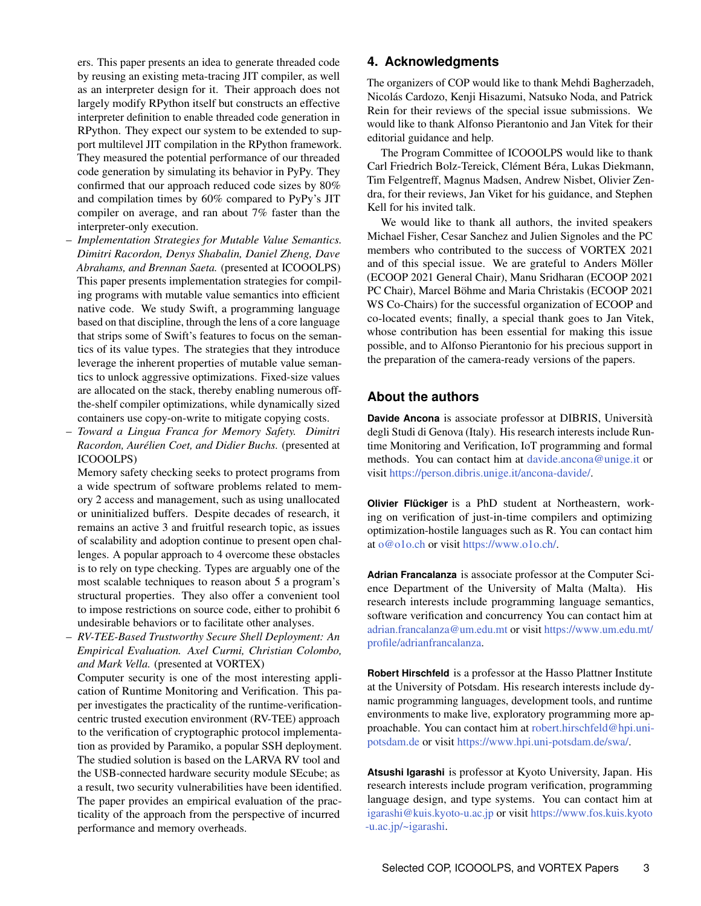ers. This paper presents an idea to generate threaded code by reusing an existing meta-tracing JIT compiler, as well as an interpreter design for it. Their approach does not largely modify RPython itself but constructs an effective interpreter definition to enable threaded code generation in RPython. They expect our system to be extended to support multilevel JIT compilation in the RPython framework. They measured the potential performance of our threaded code generation by simulating its behavior in PyPy. They confirmed that our approach reduced code sizes by 80% and compilation times by 60% compared to PyPy's JIT compiler on average, and ran about 7% faster than the interpreter-only execution.

- *Implementation Strategies for Mutable Value Semantics. Dimitri Racordon, Denys Shabalin, Daniel Zheng, Dave Abrahams, and Brennan Saeta.* (presented at ICOOOLPS) This paper presents implementation strategies for compiling programs with mutable value semantics into efficient native code. We study Swift, a programming language based on that discipline, through the lens of a core language that strips some of Swift's features to focus on the semantics of its value types. The strategies that they introduce leverage the inherent properties of mutable value semantics to unlock aggressive optimizations. Fixed-size values are allocated on the stack, thereby enabling numerous off-the-shelf compiler optimizations, while dynamically sized containers use copy-on-write to mitigate copying costs.
- *Toward a Lingua Franca for Memory Safety. Dimitri Racordon, Aurélien Coet, and Didier Buchs.* (presented at ICOOOLPS)
  Memory safety checking seeks to protect programs from a wide spectrum of software problems related to memory 2 access and management, such as using unallocated or uninitialized buffers. Despite decades of research, it remains an active 3 and fruitful research topic, as issues of scalability and adoption continue to present open challenges. A popular approach to 4 overcome these obstacles is to rely on type checking. Types are arguably one of the most scalable techniques to reason about 5 a program's structural properties. They also offer a convenient tool to impose restrictions on source code, either to prohibit 6 undesirable behaviors or to facilitate other analyses.
- *RV-TEE-Based Trustworthy Secure Shell Deployment: An Empirical Evaluation. Axel Curmi, Christian Colombo, and Mark Vella.* (presented at VORTEX)
  Computer security is one of the most interesting application of Runtime Monitoring and Verification. This paper investigates the practicality of the runtime-verification-centric trusted execution environment (RV-TEE) approach to the verification of cryptographic protocol implementation as provided by Paramiko, a popular SSH deployment. The studied solution is based on the LARVA RV tool and the USB-connected hardware security module SEcube; as a result, two security vulnerabilities have been identified. The paper provides an empirical evaluation of the practicality of the approach from the perspective of incurred performance and memory overheads.

## 4. Acknowledgments

The organizers of COP would like to thank Mehdi Bagherzadeh, Nicolás Cardozo, Kenji Hisazumi, Natsuko Noda, and Patrick Rein for their reviews of the special issue submissions. We would like to thank Alfonso Pierantonio and Jan Vitek for their editorial guidance and help.

The Program Committee of ICOOOLPS would like to thank Carl Friedrich Bolz-Tereick, Clément Béra, Lukas Diekmann, Tim Felgentreff, Magnus Madsen, Andrew Nisbet, Olivier Zendra, for their reviews, Jan Viket for his guidance, and Stephen Kell for his invited talk.

We would like to thank all authors, the invited speakers Michael Fisher, Cesar Sanchez and Julien Signoles and the PC members who contributed to the success of VORTEX 2021 and of this special issue. We are grateful to Anders Möller (ECOOP 2021 General Chair), Manu Sridharan (ECOOP 2021 PC Chair), Marcel Böhme and Maria Christakis (ECOOP 2021 WS Co-Chairs) for the successful organization of ECOOP and co-located events; finally, a special thank goes to Jan Vitek, whose contribution has been essential for making this issue possible, and to Alfonso Pierantonio for his precious support in the preparation of the camera-ready versions of the papers.

## About the authors

**Davide Ancona** is associate professor at DIBRIS, Università degli Studi di Genova (Italy). His research interests include Runtime Monitoring and Verification, IoT programming and formal methods. You can contact him at davide.ancona@unige.it or visit https://person.dibris.unige.it/ancona-davide/.

**Olivier Flückiger** is a PhD student at Northeastern, working on verification of just-in-time compilers and optimizing optimization-hostile languages such as R. You can contact him at o@o1o.ch or visit https://www.o1o.ch/.

**Adrian Francalanza** is associate professor at the Computer Science Department of the University of Malta (Malta). His research interests include programming language semantics, software verification and concurrency You can contact him at adrian.francalanza@um.edu.mt or visit https://www.um.edu.mt/profile/adrianfrancalanza.

**Robert Hirschfeld** is a professor at the Hasso Plattner Institute at the University of Potsdam. His research interests include dynamic programming languages, development tools, and runtime environments to make live, exploratory programming more approachable. You can contact him at robert.hirschfeld@hpi.uni-potsdam.de or visit https://www.hpi.uni-potsdam.de/swa/.

**Atsushi Igarashi** is professor at Kyoto University, Japan. His research interests include program verification, programming language design, and type systems. You can contact him at igarashi@kuis.kyoto-u.ac.jp or visit https://www.fos.kuis.kyoto-u.ac.jp/~igarashi.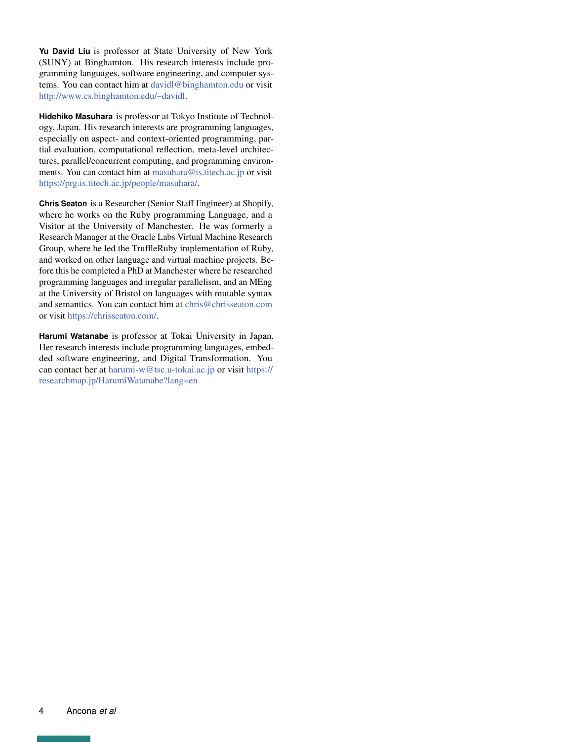**Yu David Liu** is professor at State University of New York (SUNY) at Binghamton. His research interests include programming languages, software engineering, and computer systems. You can contact him at davidl@binghamton.edu or visit http://www.cs.binghamton.edu/~davidl.

**Hidehiko Masuhara** is professor at Tokyo Institute of Technology, Japan. His research interests are programming languages, especially on aspect- and context-oriented programming, partial evaluation, computational reflection, meta-level architectures, parallel/concurrent computing, and programming environments. You can contact him at masuhara@is.titech.ac.jp or visit https://prg.is.titech.ac.jp/people/masuhara/.

**Chris Seaton** is a Researcher (Senior Staff Engineer) at Shopify, where he works on the Ruby programming Language, and a Visitor at the University of Manchester. He was formerly a Research Manager at the Oracle Labs Virtual Machine Research Group, where he led the TruffleRuby implementation of Ruby, and worked on other language and virtual machine projects. Before this he completed a PhD at Manchester where he researched programming languages and irregular parallelism, and an MEng at the University of Bristol on languages with mutable syntax and semantics. You can contact him at chris@chrisseaton.com or visit https://chrisseaton.com/.

**Harumi Watanabe** is professor at Tokai University in Japan. Her research interests include programming languages, embedded software engineering, and Digital Transformation. You can contact her at harumi-w@tsc.u-tokai.ac.jp or visit https://researchmap.jp/HarumiWatanabe?lang=en